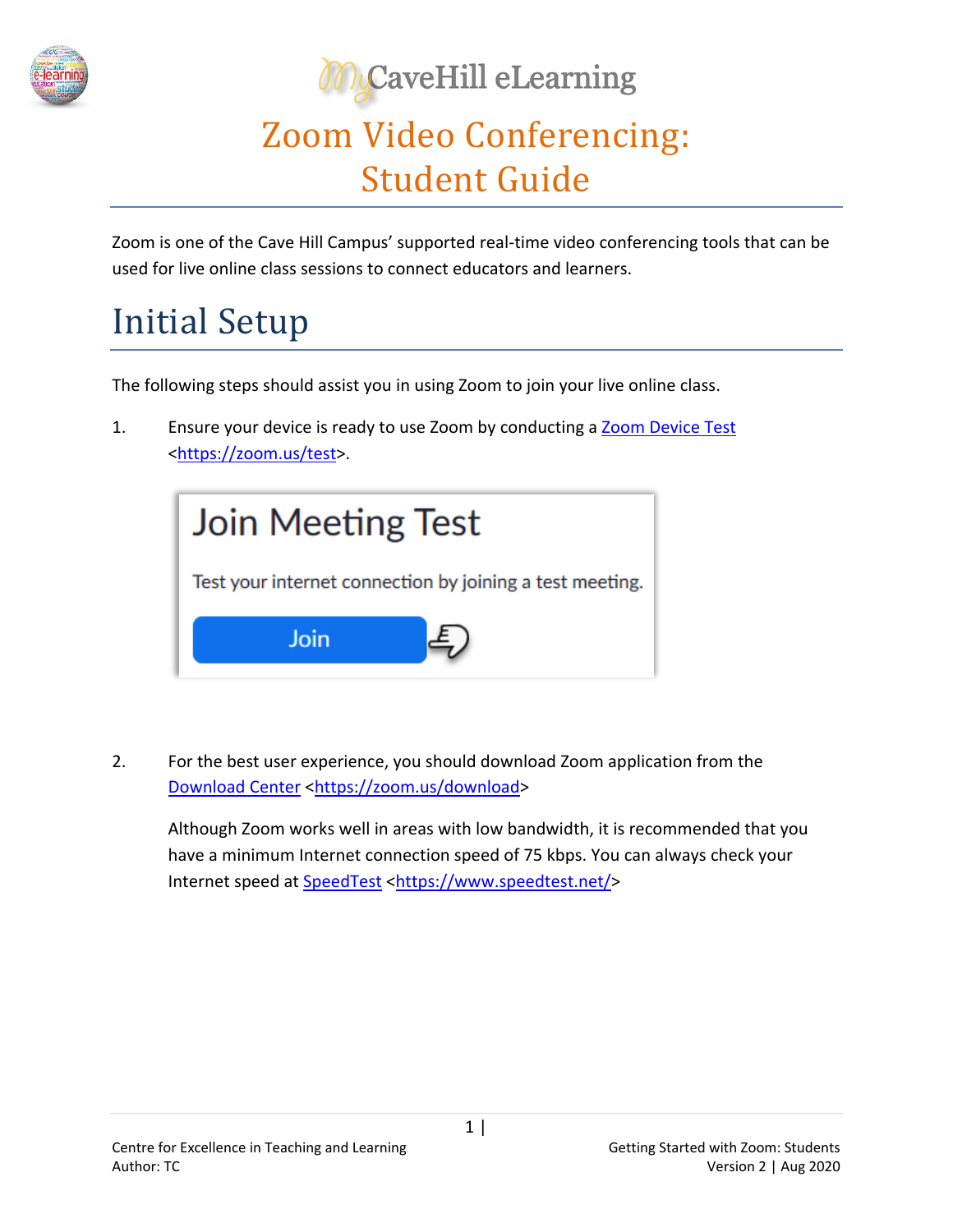MyCaveHill eLearning

# Zoom Video Conferencing: Student Guide

Zoom is one of the Cave Hill Campus' supported real-time video conferencing tools that can be used for live online class sessions to connect educators and learners.

## Initial Setup

The following steps should assist you in using Zoom to join your live online class.

1. Ensure your device is ready to use Zoom by conducting a [Zoom Device Test](https://zoom.us/test) <https://zoom.us/test>.

   Join Meeting Test

   Test your internet connection by joining a test meeting.

   Join

2. For the best user experience, you should download Zoom application from the [Download Center](https://zoom.us/download) <https://zoom.us/download>

   Although Zoom works well in areas with low bandwidth, it is recommended that you have a minimum Internet connection speed of 75 kbps. You can always check your Internet speed at [SpeedTest](https://www.speedtest.net/) <https://www.speedtest.net/>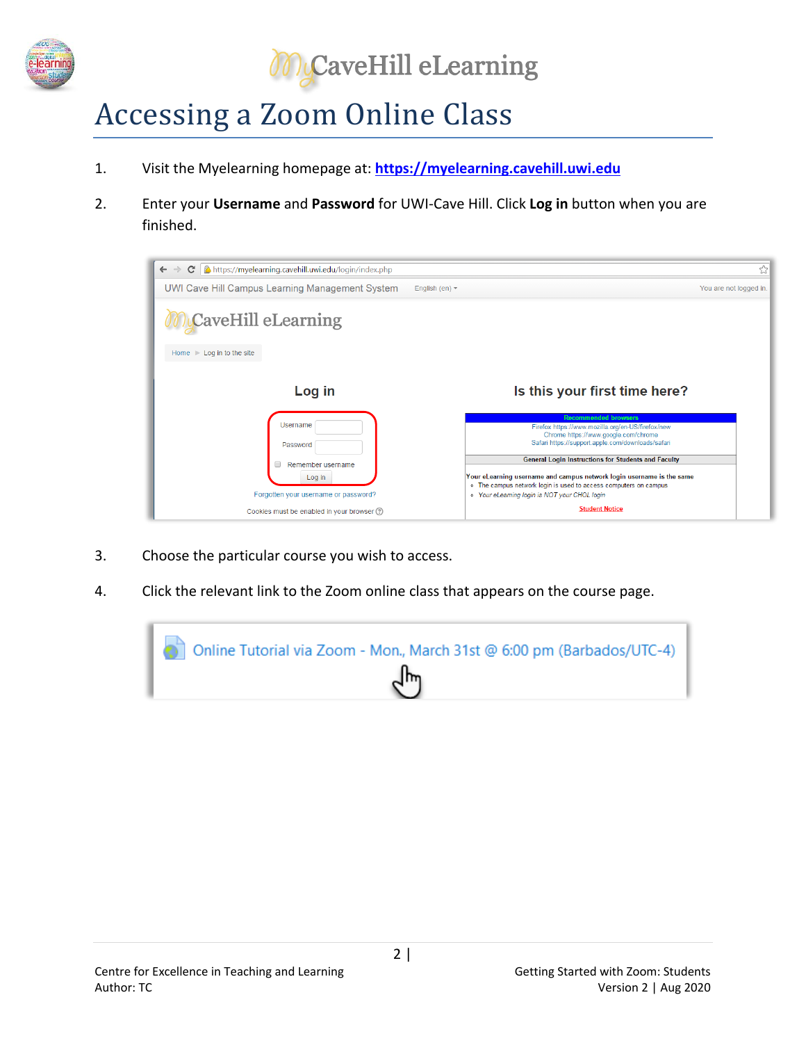# Accessing a Zoom Online Class

1. Visit the Myelearning homepage at: **https://myelearning.cavehill.uwi.edu**

2. Enter your **Username** and **Password** for UWI-Cave Hill. Click **Log in** button when you are finished.

3. Choose the particular course you wish to access.

4. Click the relevant link to the Zoom online class that appears on the course page.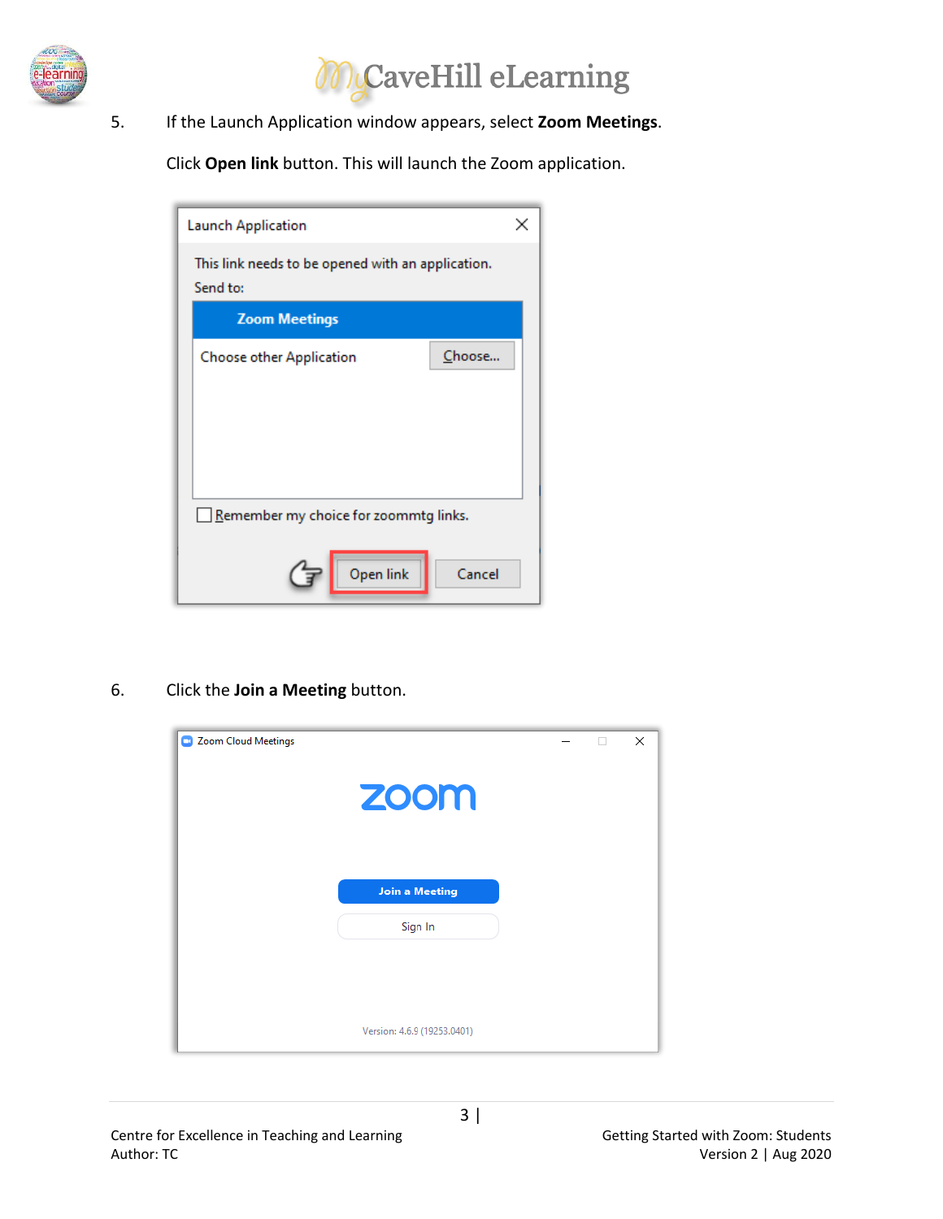5. If the Launch Application window appears, select **Zoom Meetings**.

   Click **Open link** button. This will launch the Zoom application.

6. Click the **Join a Meeting** button.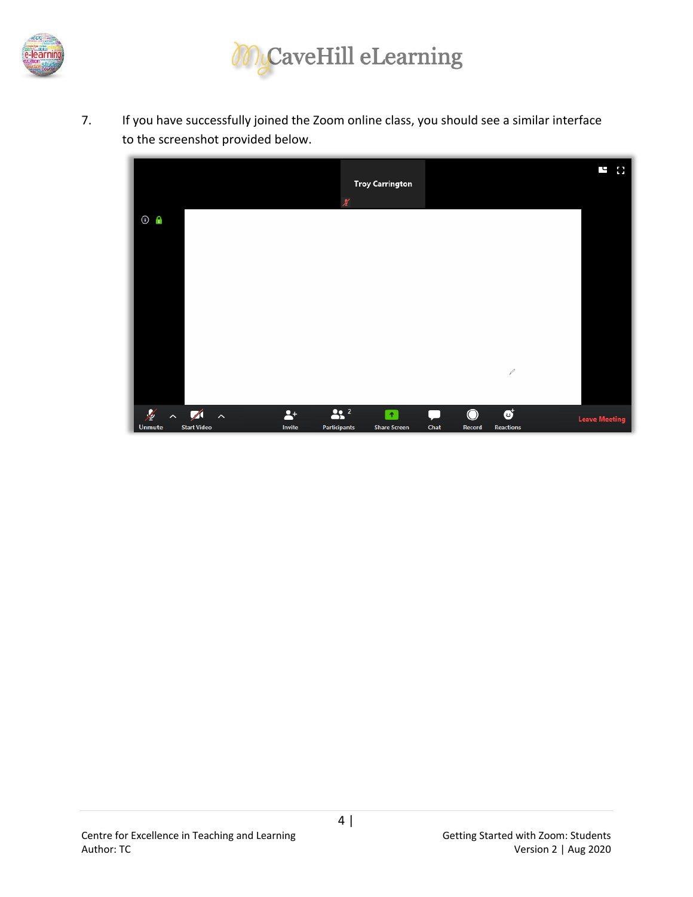7. If you have successfully joined the Zoom online class, you should see a similar interface to the screenshot provided below.